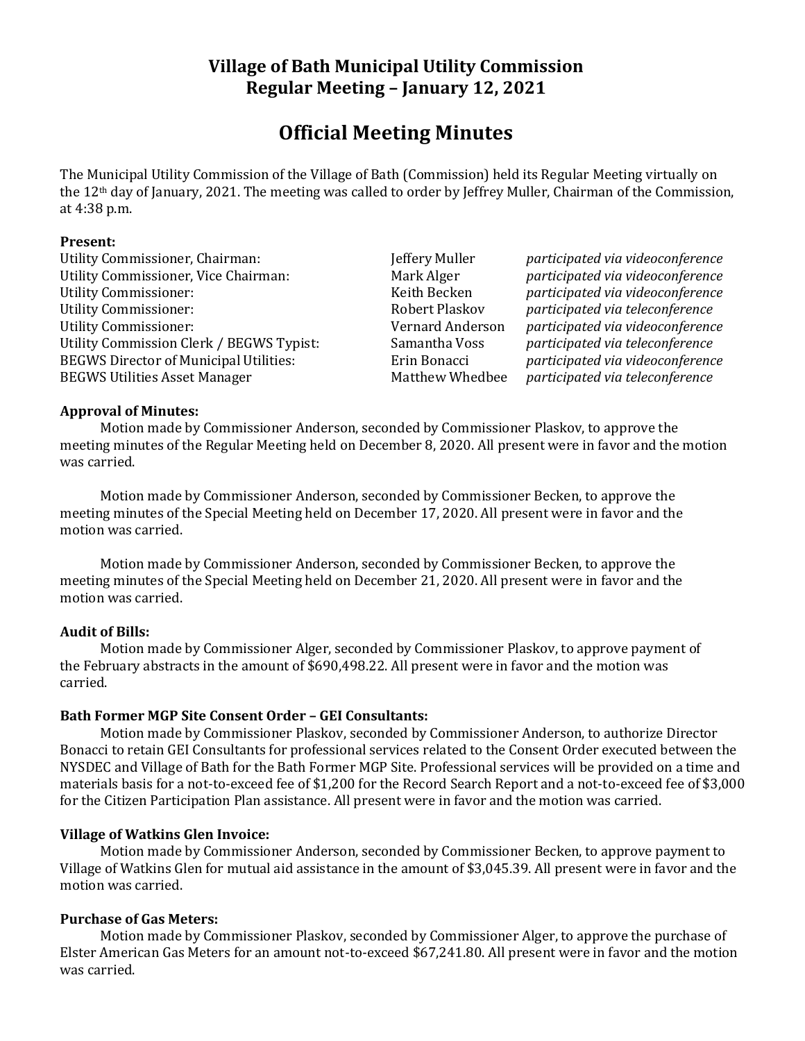# Village of Bath Municipal Utility Commission
## Regular Meeting – January 12, 2021

# Official Meeting Minutes

The Municipal Utility Commission of the Village of Bath (Commission) held its Regular Meeting virtually on the 12th day of January, 2021. The meeting was called to order by Jeffrey Muller, Chairman of the Commission, at 4:38 p.m.

**Present:**

| | | |
|---|---|---|
| Utility Commissioner, Chairman: | Jeffery Muller | *participated via videoconference* |
| Utility Commissioner, Vice Chairman: | Mark Alger | *participated via videoconference* |
| Utility Commissioner: | Keith Becken | *participated via videoconference* |
| Utility Commissioner: | Robert Plaskov | *participated via teleconference* |
| Utility Commissioner: | Vernard Anderson | *participated via videoconference* |
| Utility Commission Clerk / BEGWS Typist: | Samantha Voss | *participated via teleconference* |
| BEGWS Director of Municipal Utilities: | Erin Bonacci | *participated via videoconference* |
| BEGWS Utilities Asset Manager | Matthew Whedbee | *participated via teleconference* |

**Approval of Minutes:**

Motion made by Commissioner Anderson, seconded by Commissioner Plaskov, to approve the meeting minutes of the Regular Meeting held on December 8, 2020. All present were in favor and the motion was carried.

Motion made by Commissioner Anderson, seconded by Commissioner Becken, to approve the meeting minutes of the Special Meeting held on December 17, 2020. All present were in favor and the motion was carried.

Motion made by Commissioner Anderson, seconded by Commissioner Becken, to approve the meeting minutes of the Special Meeting held on December 21, 2020. All present were in favor and the motion was carried.

**Audit of Bills:**

Motion made by Commissioner Alger, seconded by Commissioner Plaskov, to approve payment of the February abstracts in the amount of $690,498.22. All present were in favor and the motion was carried.

**Bath Former MGP Site Consent Order – GEI Consultants:**

Motion made by Commissioner Plaskov, seconded by Commissioner Anderson, to authorize Director Bonacci to retain GEI Consultants for professional services related to the Consent Order executed between the NYSDEC and Village of Bath for the Bath Former MGP Site. Professional services will be provided on a time and materials basis for a not-to-exceed fee of $1,200 for the Record Search Report and a not-to-exceed fee of $3,000 for the Citizen Participation Plan assistance. All present were in favor and the motion was carried.

**Village of Watkins Glen Invoice:**

Motion made by Commissioner Anderson, seconded by Commissioner Becken, to approve payment to Village of Watkins Glen for mutual aid assistance in the amount of $3,045.39. All present were in favor and the motion was carried.

**Purchase of Gas Meters:**

Motion made by Commissioner Plaskov, seconded by Commissioner Alger, to approve the purchase of Elster American Gas Meters for an amount not-to-exceed $67,241.80. All present were in favor and the motion was carried.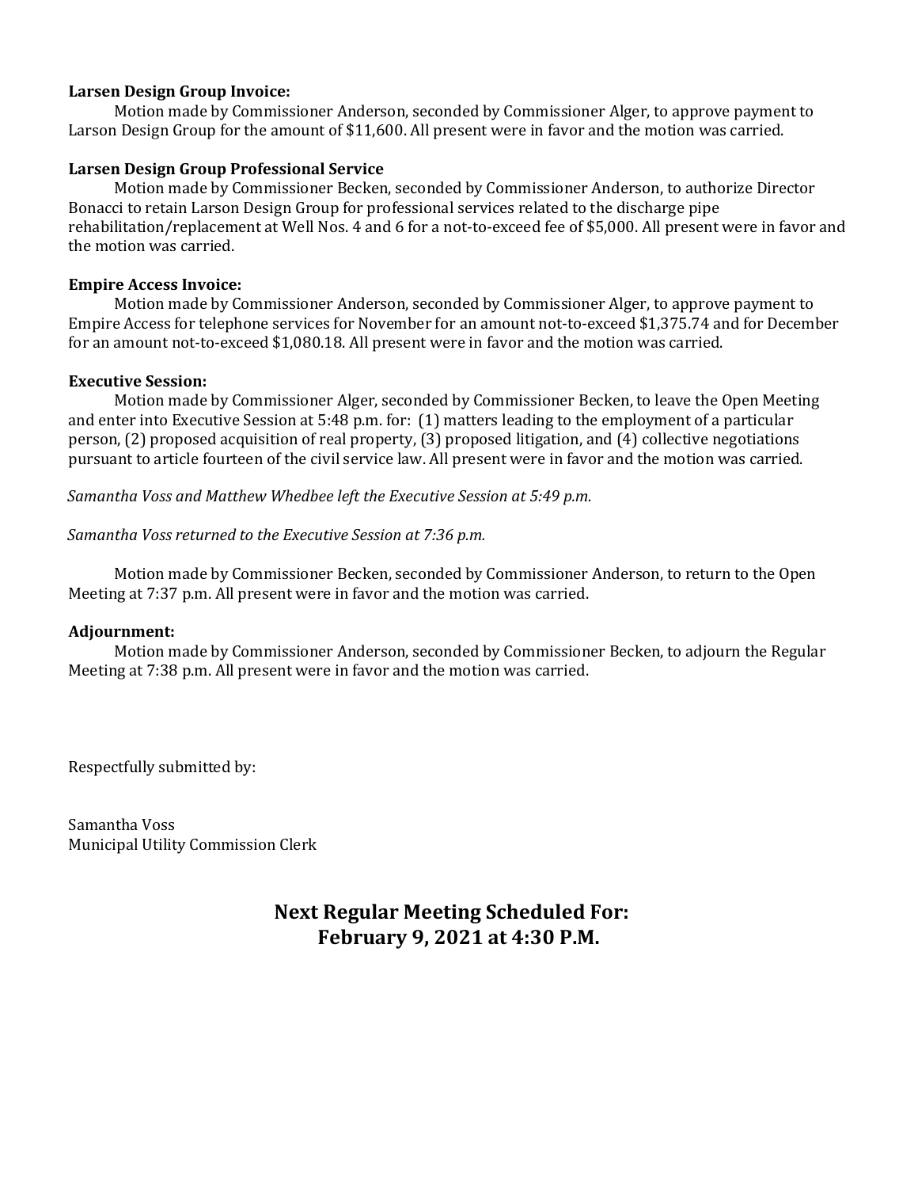**Larsen Design Group Invoice:**

Motion made by Commissioner Anderson, seconded by Commissioner Alger, to approve payment to Larson Design Group for the amount of $11,600. All present were in favor and the motion was carried.

**Larsen Design Group Professional Service**

Motion made by Commissioner Becken, seconded by Commissioner Anderson, to authorize Director Bonacci to retain Larson Design Group for professional services related to the discharge pipe rehabilitation/replacement at Well Nos. 4 and 6 for a not-to-exceed fee of $5,000. All present were in favor and the motion was carried.

**Empire Access Invoice:**

Motion made by Commissioner Anderson, seconded by Commissioner Alger, to approve payment to Empire Access for telephone services for November for an amount not-to-exceed $1,375.74 and for December for an amount not-to-exceed $1,080.18. All present were in favor and the motion was carried.

**Executive Session:**

Motion made by Commissioner Alger, seconded by Commissioner Becken, to leave the Open Meeting and enter into Executive Session at 5:48 p.m. for: (1) matters leading to the employment of a particular person, (2) proposed acquisition of real property, (3) proposed litigation, and (4) collective negotiations pursuant to article fourteen of the civil service law. All present were in favor and the motion was carried.

*Samantha Voss and Matthew Whedbee left the Executive Session at 5:49 p.m.*

*Samantha Voss returned to the Executive Session at 7:36 p.m.*

Motion made by Commissioner Becken, seconded by Commissioner Anderson, to return to the Open Meeting at 7:37 p.m. All present were in favor and the motion was carried.

**Adjournment:**

Motion made by Commissioner Anderson, seconded by Commissioner Becken, to adjourn the Regular Meeting at 7:38 p.m. All present were in favor and the motion was carried.

Respectfully submitted by:

Samantha Voss
Municipal Utility Commission Clerk

**Next Regular Meeting Scheduled For:**
**February 9, 2021 at 4:30 P.M.**